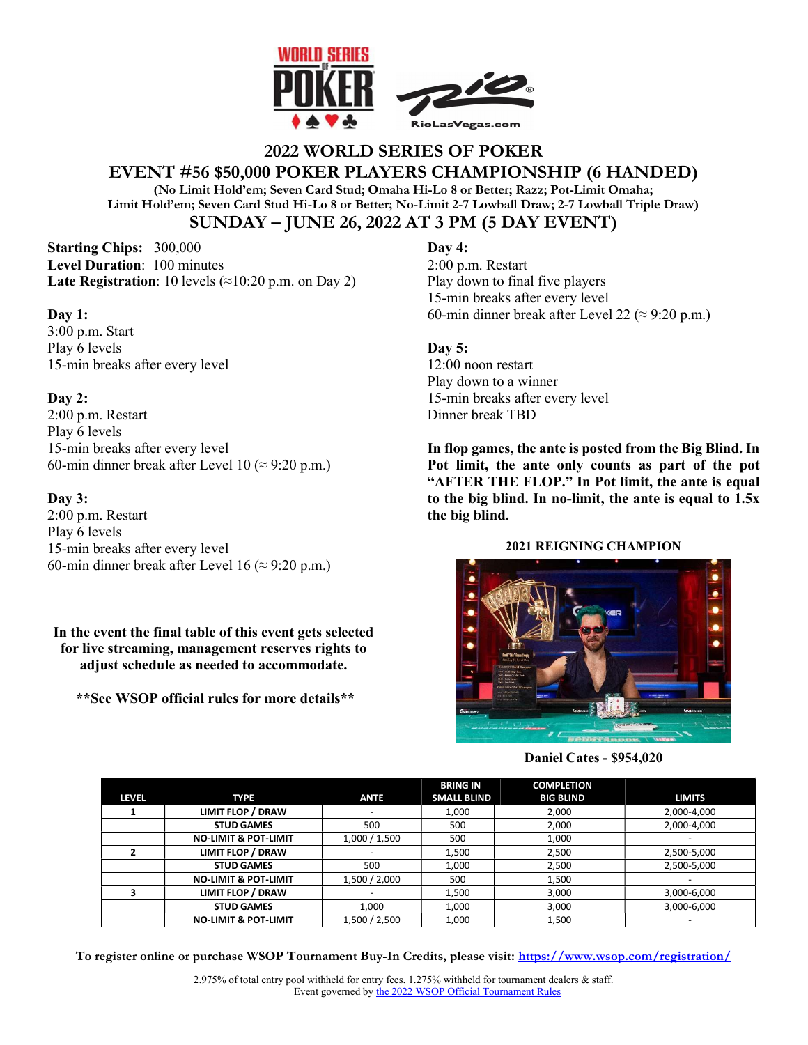# 2022 WORLD SERIES OF POKER

## EVENT #56 $50,000 POKER PLAYERS CHAMPIONSHIP (6 HANDED)

**(No Limit Hold'em; Seven Card Stud; Omaha Hi-Lo 8 or Better; Razz; Pot-Limit Omaha; Limit Hold'em; Seven Card Stud Hi-Lo 8 or Better; No-Limit 2-7 Lowball Draw; 2-7 Lowball Triple Draw)**

## SUNDAY – JUNE 26, 2022 AT 3 PM (5 DAY EVENT)

**Starting Chips:** 300,000
**Level Duration**: 100 minutes
**Late Registration**: 10 levels (≈10:20 p.m. on Day 2)

**Day 1:**
3:00 p.m. Start
Play 6 levels
15-min breaks after every level

**Day 2:**
2:00 p.m. Restart
Play 6 levels
15-min breaks after every level
60-min dinner break after Level 10 (≈ 9:20 p.m.)

**Day 3:**
2:00 p.m. Restart
Play 6 levels
15-min breaks after every level
60-min dinner break after Level 16 (≈ 9:20 p.m.)

**In the event the final table of this event gets selected for live streaming, management reserves rights to adjust schedule as needed to accommodate.**

**\*\*See WSOP official rules for more details\*\***

**Day 4:**
2:00 p.m. Restart
Play down to final five players
15-min breaks after every level
60-min dinner break after Level 22 (≈ 9:20 p.m.)

**Day 5:**
12:00 noon restart
Play down to a winner
15-min breaks after every level
Dinner break TBD

**In flop games, the ante is posted from the Big Blind. In Pot limit, the ante only counts as part of the pot "AFTER THE FLOP." In Pot limit, the ante is equal to the big blind. In no-limit, the ante is equal to 1.5x the big blind.**

**2021 REIGNING CHAMPION**

**Daniel Cates - $954,020**

| LEVEL | TYPE | ANTE | BRING IN SMALL BLIND | COMPLETION BIG BLIND | LIMITS |
|---|---|---|---|---|---|
| 1 | LIMIT FLOP / DRAW | - | 1,000 | 2,000 | 2,000-4,000 |
| | STUD GAMES | 500 | 500 | 2,000 | 2,000-4,000 |
| | NO-LIMIT & POT-LIMIT | 1,000 / 1,500 | 500 | 1,000 | - |
| 2 | LIMIT FLOP / DRAW | - | 1,500 | 2,500 | 2,500-5,000 |
| | STUD GAMES | 500 | 1,000 | 2,500 | 2,500-5,000 |
| | NO-LIMIT & POT-LIMIT | 1,500 / 2,000 | 500 | 1,500 | - |
| 3 | LIMIT FLOP / DRAW | - | 1,500 | 3,000 | 3,000-6,000 |
| | STUD GAMES | 1,000 | 1,000 | 3,000 | 3,000-6,000 |
| | NO-LIMIT & POT-LIMIT | 1,500 / 2,500 | 1,000 | 1,500 | - |

**To register online or purchase WSOP Tournament Buy-In Credits, please visit: [https://www.wsop.com/registration/](https://www.wsop.com/registration/)**

2.975% of total entry pool withheld for entry fees. 1.275% withheld for tournament dealers & staff.
Event governed by [the 2022 WSOP Official Tournament Rules](the 2022 WSOP Official Tournament Rules)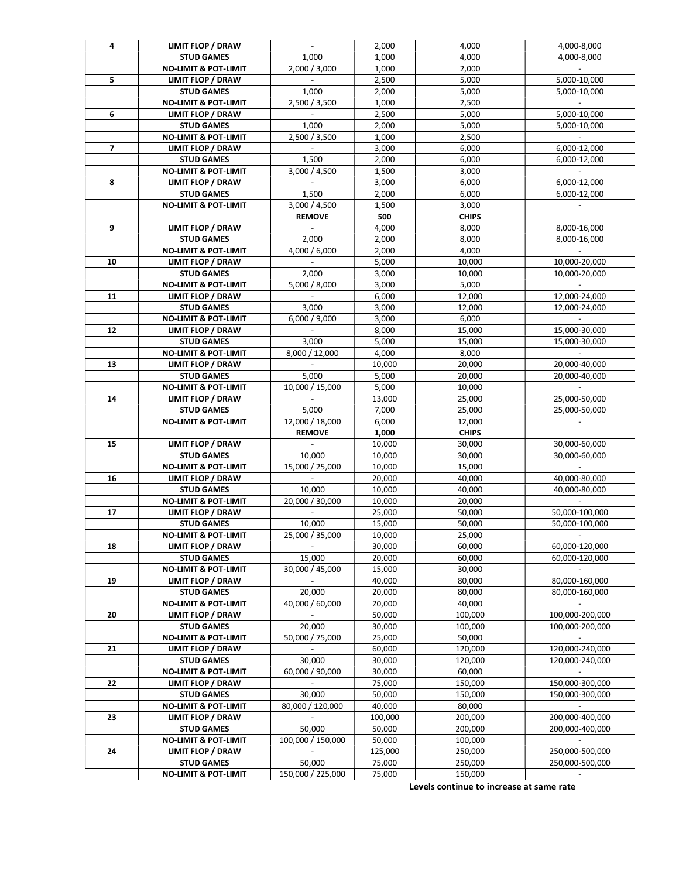| | | | | | |
|---|---|---|---|---|---|
| **4** | **LIMIT FLOP / DRAW** | - | 2,000 | 4,000 | 4,000-8,000 |
| | **STUD GAMES** | 1,000 | 1,000 | 4,000 | 4,000-8,000 |
| | **NO-LIMIT & POT-LIMIT** | 2,000 / 3,000 | 1,000 | 2,000 | - |
| **5** | **LIMIT FLOP / DRAW** | - | 2,500 | 5,000 | 5,000-10,000 |
| | **STUD GAMES** | 1,000 | 2,000 | 5,000 | 5,000-10,000 |
| | **NO-LIMIT & POT-LIMIT** | 2,500 / 3,500 | 1,000 | 2,500 | - |
| **6** | **LIMIT FLOP / DRAW** | - | 2,500 | 5,000 | 5,000-10,000 |
| | **STUD GAMES** | 1,000 | 2,000 | 5,000 | 5,000-10,000 |
| | **NO-LIMIT & POT-LIMIT** | 2,500 / 3,500 | 1,000 | 2,500 | - |
| **7** | **LIMIT FLOP / DRAW** | - | 3,000 | 6,000 | 6,000-12,000 |
| | **STUD GAMES** | 1,500 | 2,000 | 6,000 | 6,000-12,000 |
| | **NO-LIMIT & POT-LIMIT** | 3,000 / 4,500 | 1,500 | 3,000 | - |
| **8** | **LIMIT FLOP / DRAW** | - | 3,000 | 6,000 | 6,000-12,000 |
| | **STUD GAMES** | 1,500 | 2,000 | 6,000 | 6,000-12,000 |
| | **NO-LIMIT & POT-LIMIT** | 3,000 / 4,500 | 1,500 | 3,000 | - |
| | | **REMOVE** | **500** | **CHIPS** | |
| **9** | **LIMIT FLOP / DRAW** | - | 4,000 | 8,000 | 8,000-16,000 |
| | **STUD GAMES** | 2,000 | 2,000 | 8,000 | 8,000-16,000 |
| | **NO-LIMIT & POT-LIMIT** | 4,000 / 6,000 | 2,000 | 4,000 | - |
| **10** | **LIMIT FLOP / DRAW** | - | 5,000 | 10,000 | 10,000-20,000 |
| | **STUD GAMES** | 2,000 | 3,000 | 10,000 | 10,000-20,000 |
| | **NO-LIMIT & POT-LIMIT** | 5,000 / 8,000 | 3,000 | 5,000 | - |
| **11** | **LIMIT FLOP / DRAW** | - | 6,000 | 12,000 | 12,000-24,000 |
| | **STUD GAMES** | 3,000 | 3,000 | 12,000 | 12,000-24,000 |
| | **NO-LIMIT & POT-LIMIT** | 6,000 / 9,000 | 3,000 | 6,000 | - |
| **12** | **LIMIT FLOP / DRAW** | - | 8,000 | 15,000 | 15,000-30,000 |
| | **STUD GAMES** | 3,000 | 5,000 | 15,000 | 15,000-30,000 |
| | **NO-LIMIT & POT-LIMIT** | 8,000 / 12,000 | 4,000 | 8,000 | - |
| **13** | **LIMIT FLOP / DRAW** | - | 10,000 | 20,000 | 20,000-40,000 |
| | **STUD GAMES** | 5,000 | 5,000 | 20,000 | 20,000-40,000 |
| | **NO-LIMIT & POT-LIMIT** | 10,000 / 15,000 | 5,000 | 10,000 | - |
| **14** | **LIMIT FLOP / DRAW** | - | 13,000 | 25,000 | 25,000-50,000 |
| | **STUD GAMES** | 5,000 | 7,000 | 25,000 | 25,000-50,000 |
| | **NO-LIMIT & POT-LIMIT** | 12,000 / 18,000 | 6,000 | 12,000 | - |
| | | **REMOVE** | **1,000** | **CHIPS** | |
| **15** | **LIMIT FLOP / DRAW** | - | 10,000 | 30,000 | 30,000-60,000 |
| | **STUD GAMES** | 10,000 | 10,000 | 30,000 | 30,000-60,000 |
| | **NO-LIMIT & POT-LIMIT** | 15,000 / 25,000 | 10,000 | 15,000 | - |
| **16** | **LIMIT FLOP / DRAW** | - | 20,000 | 40,000 | 40,000-80,000 |
| | **STUD GAMES** | 10,000 | 10,000 | 40,000 | 40,000-80,000 |
| | **NO-LIMIT & POT-LIMIT** | 20,000 / 30,000 | 10,000 | 20,000 | - |
| **17** | **LIMIT FLOP / DRAW** | - | 25,000 | 50,000 | 50,000-100,000 |
| | **STUD GAMES** | 10,000 | 15,000 | 50,000 | 50,000-100,000 |
| | **NO-LIMIT & POT-LIMIT** | 25,000 / 35,000 | 10,000 | 25,000 | - |
| **18** | **LIMIT FLOP / DRAW** | - | 30,000 | 60,000 | 60,000-120,000 |
| | **STUD GAMES** | 15,000 | 20,000 | 60,000 | 60,000-120,000 |
| | **NO-LIMIT & POT-LIMIT** | 30,000 / 45,000 | 15,000 | 30,000 | - |
| **19** | **LIMIT FLOP / DRAW** | - | 40,000 | 80,000 | 80,000-160,000 |
| | **STUD GAMES** | 20,000 | 20,000 | 80,000 | 80,000-160,000 |
| | **NO-LIMIT & POT-LIMIT** | 40,000 / 60,000 | 20,000 | 40,000 | - |
| **20** | **LIMIT FLOP / DRAW** | - | 50,000 | 100,000 | 100,000-200,000 |
| | **STUD GAMES** | 20,000 | 30,000 | 100,000 | 100,000-200,000 |
| | **NO-LIMIT & POT-LIMIT** | 50,000 / 75,000 | 25,000 | 50,000 | - |
| **21** | **LIMIT FLOP / DRAW** | - | 60,000 | 120,000 | 120,000-240,000 |
| | **STUD GAMES** | 30,000 | 30,000 | 120,000 | 120,000-240,000 |
| | **NO-LIMIT & POT-LIMIT** | 60,000 / 90,000 | 30,000 | 60,000 | - |
| **22** | **LIMIT FLOP / DRAW** | - | 75,000 | 150,000 | 150,000-300,000 |
| | **STUD GAMES** | 30,000 | 50,000 | 150,000 | 150,000-300,000 |
| | **NO-LIMIT & POT-LIMIT** | 80,000 / 120,000 | 40,000 | 80,000 | - |
| **23** | **LIMIT FLOP / DRAW** | - | 100,000 | 200,000 | 200,000-400,000 |
| | **STUD GAMES** | 50,000 | 50,000 | 200,000 | 200,000-400,000 |
| | **NO-LIMIT & POT-LIMIT** | 100,000 / 150,000 | 50,000 | 100,000 | - |
| **24** | **LIMIT FLOP / DRAW** | - | 125,000 | 250,000 | 250,000-500,000 |
| | **STUD GAMES** | 50,000 | 75,000 | 250,000 | 250,000-500,000 |
| | **NO-LIMIT & POT-LIMIT** | 150,000 / 225,000 | 75,000 | 150,000 | - |

**Levels continue to increase at same rate**